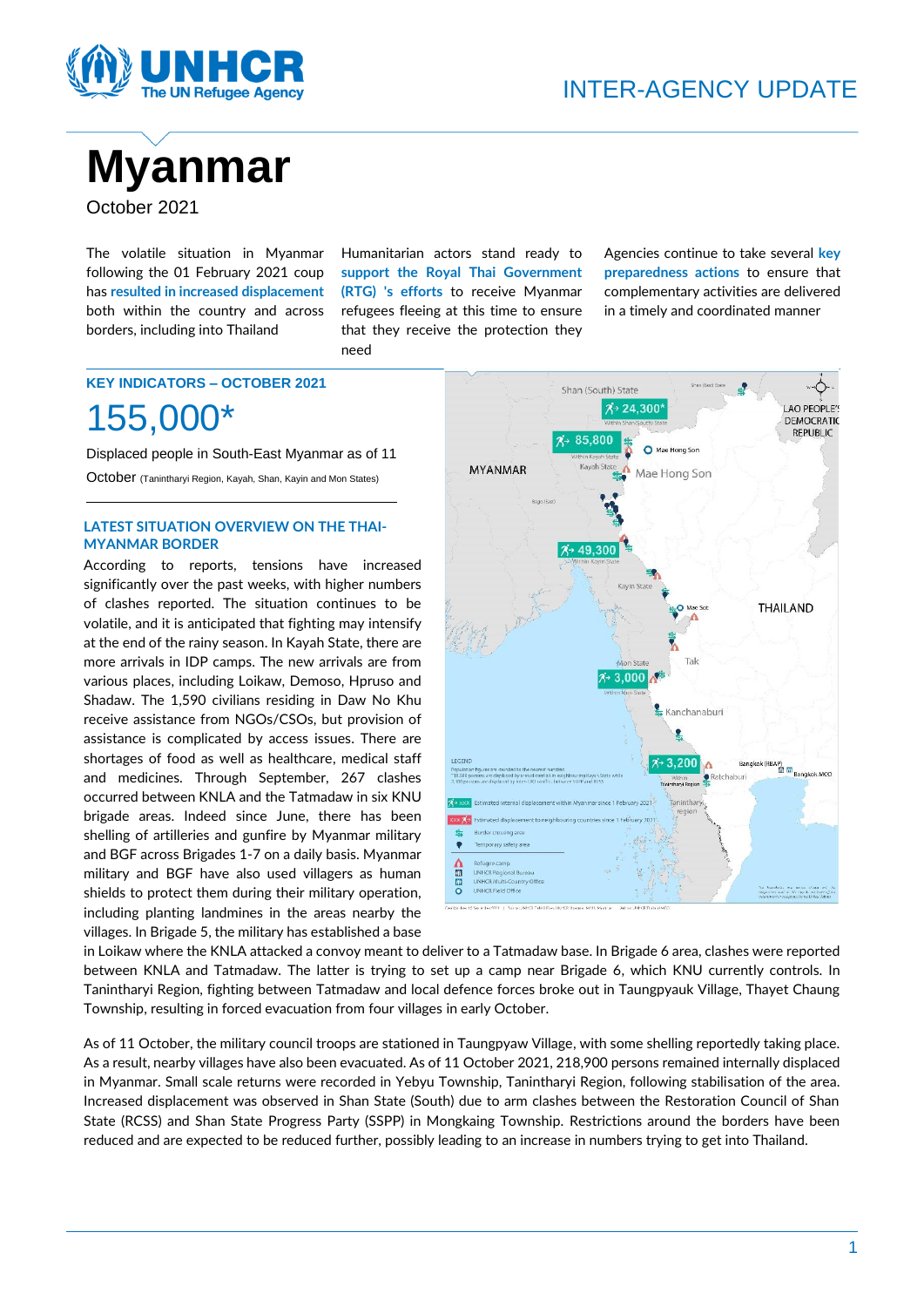INTER-AGENCY UPDATE

# Myanmar

October 2021

The volatile situation in Myanmar following the 01 February 2021 coup has **resulted in increased displacement** both within the country and across borders, including into Thailand

Humanitarian actors stand ready to **support the Royal Thai Government (RTG) 's efforts** to receive Myanmar refugees fleeing at this time to ensure that they receive the protection they need

Agencies continue to take several **key preparedness actions** to ensure that complementary activities are delivered in a timely and coordinated manner

## KEY INDICATORS – OCTOBER 2021

# 155,000*

Displaced people in South-East Myanmar as of 11 October (Tanintharyi Region, Kayah, Shan, Kayin and Mon States)

## LATEST SITUATION OVERVIEW ON THE THAI-MYANMAR BORDER

According to reports, tensions have increased significantly over the past weeks, with higher numbers of clashes reported. The situation continues to be volatile, and it is anticipated that fighting may intensify at the end of the rainy season. In Kayah State, there are more arrivals in IDP camps. The new arrivals are from various places, including Loikaw, Demoso, Hpruso and Shadaw. The 1,590 civilians residing in Daw No Khu receive assistance from NGOs/CSOs, but provision of assistance is complicated by access issues. There are shortages of food as well as healthcare, medical staff and medicines. Through September, 267 clashes occurred between KNLA and the Tatmadaw in six KNU brigade areas. Indeed since June, there has been shelling of artilleries and gunfire by Myanmar military and BGF across Brigades 1-7 on a daily basis. Myanmar military and BGF have also used villagers as human shields to protect them during their military operation, including planting landmines in the areas nearby the villages. In Brigade 5, the military has established a base in Loikaw where the KNLA attacked a convoy meant to deliver to a Tatmadaw base. In Brigade 6 area, clashes were reported between KNLA and Tatmadaw. The latter is trying to set up a camp near Brigade 6, which KNU currently controls. In Tanintharyi Region, fighting between Tatmadaw and local defence forces broke out in Taungpyauk Village, Thayet Chaung Township, resulting in forced evacuation from four villages in early October.

As of 11 October, the military council troops are stationed in Taungpyaw Village, with some shelling reportedly taking place. As a result, nearby villages have also been evacuated. As of 11 October 2021, 218,900 persons remained internally displaced in Myanmar. Small scale returns were recorded in Yebyu Township, Tanintharyi Region, following stabilisation of the area. Increased displacement was observed in Shan State (South) due to clashes between the Restoration Council of Shan State (RCSS) and Shan State Progress Party (SSPP) in Mongkaing Township. Restrictions around the borders have been reduced and are expected to be reduced further, possibly leading to an increase in numbers trying to get into Thailand.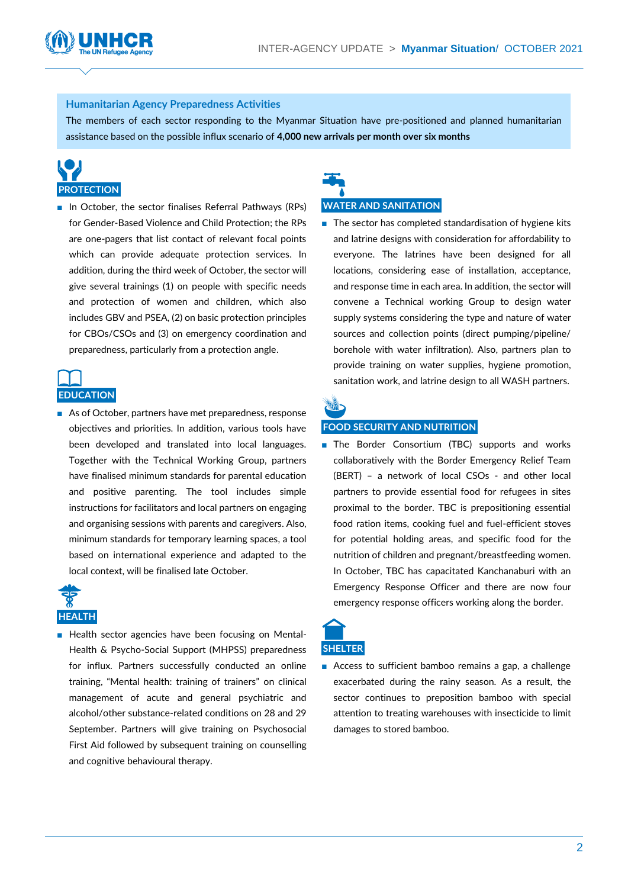## Humanitarian Agency Preparedness Activities

The members of each sector responding to the Myanmar Situation have pre-positioned and planned humanitarian assistance based on the possible influx scenario of **4,000 new arrivals per month over six months**

### PROTECTION

- In October, the sector finalises Referral Pathways (RPs) for Gender-Based Violence and Child Protection; the RPs are one-pagers that list contact of relevant focal points which can provide adequate protection services. In addition, during the third week of October, the sector will give several trainings (1) on people with specific needs and protection of women and children, which also includes GBV and PSEA, (2) on basic protection principles for CBOs/CSOs and (3) on emergency coordination and preparedness, particularly from a protection angle.

### EDUCATION

- As of October, partners have met preparedness, response objectives and priorities. In addition, various tools have been developed and translated into local languages. Together with the Technical Working Group, partners have finalised minimum standards for parental education and positive parenting. The tool includes simple instructions for facilitators and local partners on engaging and organising sessions with parents and caregivers. Also, minimum standards for temporary learning spaces, a tool based on international experience and adapted to the local context, will be finalised late October.

### HEALTH

- Health sector agencies have been focusing on Mental-Health & Psycho-Social Support (MHPSS) preparedness for influx. Partners successfully conducted an online training, "Mental health: training of trainers" on clinical management of acute and general psychiatric and alcohol/other substance-related conditions on 28 and 29 September. Partners will give training on Psychosocial First Aid followed by subsequent training on counselling and cognitive behavioural therapy.

### WATER AND SANITATION

- The sector has completed standardisation of hygiene kits and latrine designs with consideration for affordability to everyone. The latrines have been designed for all locations, considering ease of installation, acceptance, and response time in each area. In addition, the sector will convene a Technical working Group to design water supply systems considering the type and nature of water sources and collection points (direct pumping/pipeline/ borehole with water infiltration). Also, partners plan to provide training on water supplies, hygiene promotion, sanitation work, and latrine design to all WASH partners.

### FOOD SECURITY AND NUTRITION

- The Border Consortium (TBC) supports and works collaboratively with the Border Emergency Relief Team (BERT) – a network of local CSOs - and other local partners to provide essential food for refugees in sites proximal to the border. TBC is prepositioning essential food ration items, cooking fuel and fuel-efficient stoves for potential holding areas, and specific food for the nutrition of children and pregnant/breastfeeding women. In October, TBC has capacitated Kanchanaburi with an Emergency Response Officer and there are now four emergency response officers working along the border.

### SHELTER

- Access to sufficient bamboo remains a gap, a challenge exacerbated during the rainy season. As a result, the sector continues to preposition bamboo with special attention to treating warehouses with insecticide to limit damages to stored bamboo.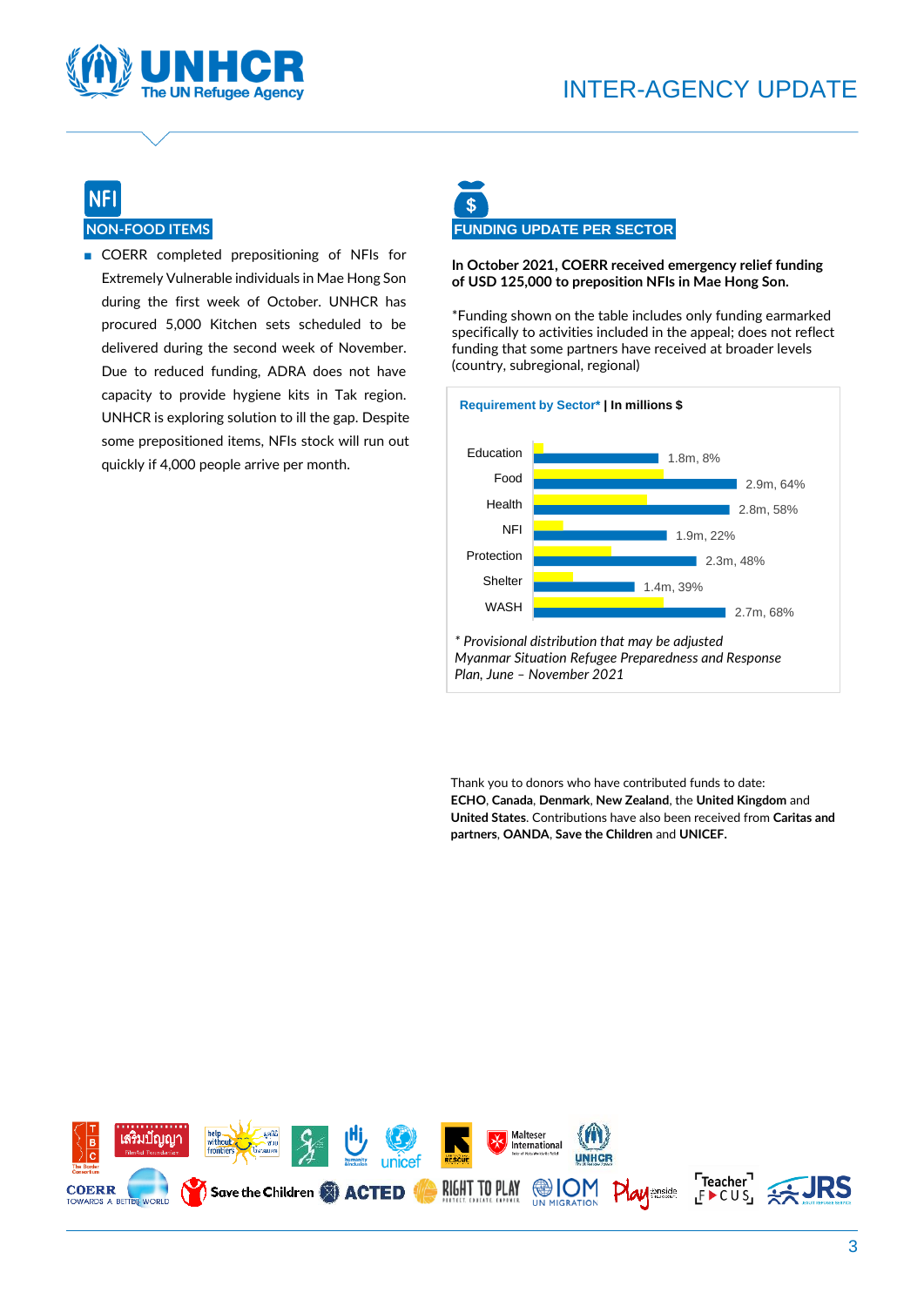## NON-FOOD ITEMS

- COERR completed prepositioning of NFIs for Extremely Vulnerable individuals in Mae Hong Son during the first week of October. UNHCR has procured 5,000 Kitchen sets scheduled to be delivered during the second week of November. Due to reduced funding, ADRA does not have capacity to provide hygiene kits in Tak region. UNHCR is exploring solution to ill the gap. Despite some prepositioned items, NFIs stock will run out quickly if 4,000 people arrive per month.

## FUNDING UPDATE PER SECTOR

**In October 2021, COERR received emergency relief funding of USD 125,000 to preposition NFIs in Mae Hong Son.**

*Funding shown on the table includes only funding earmarked specifically to activities included in the appeal; does not reflect funding that some partners have received at broader levels (country, subregional, regional)

**Requirement by Sector* | In millions $**

Education 1.8m, 8%
Food 2.9m, 64%
Health 2.8m, 58%
NFI 1.9m, 22%
Protection 2.3m, 48%
Shelter 1.4m, 39%
WASH 2.7m, 68%

*\* Provisional distribution that may be adjusted*
*Myanmar Situation Refugee Preparedness and Response Plan, June – November 2021*

Thank you to donors who have contributed funds to date:
**ECHO**, **Canada**, **Denmark**, **New Zealand**, the **United Kingdom** and **United States**. Contributions have also been received from **Caritas and partners**, **OANDA**, **Save the Children** and **UNICEF**.